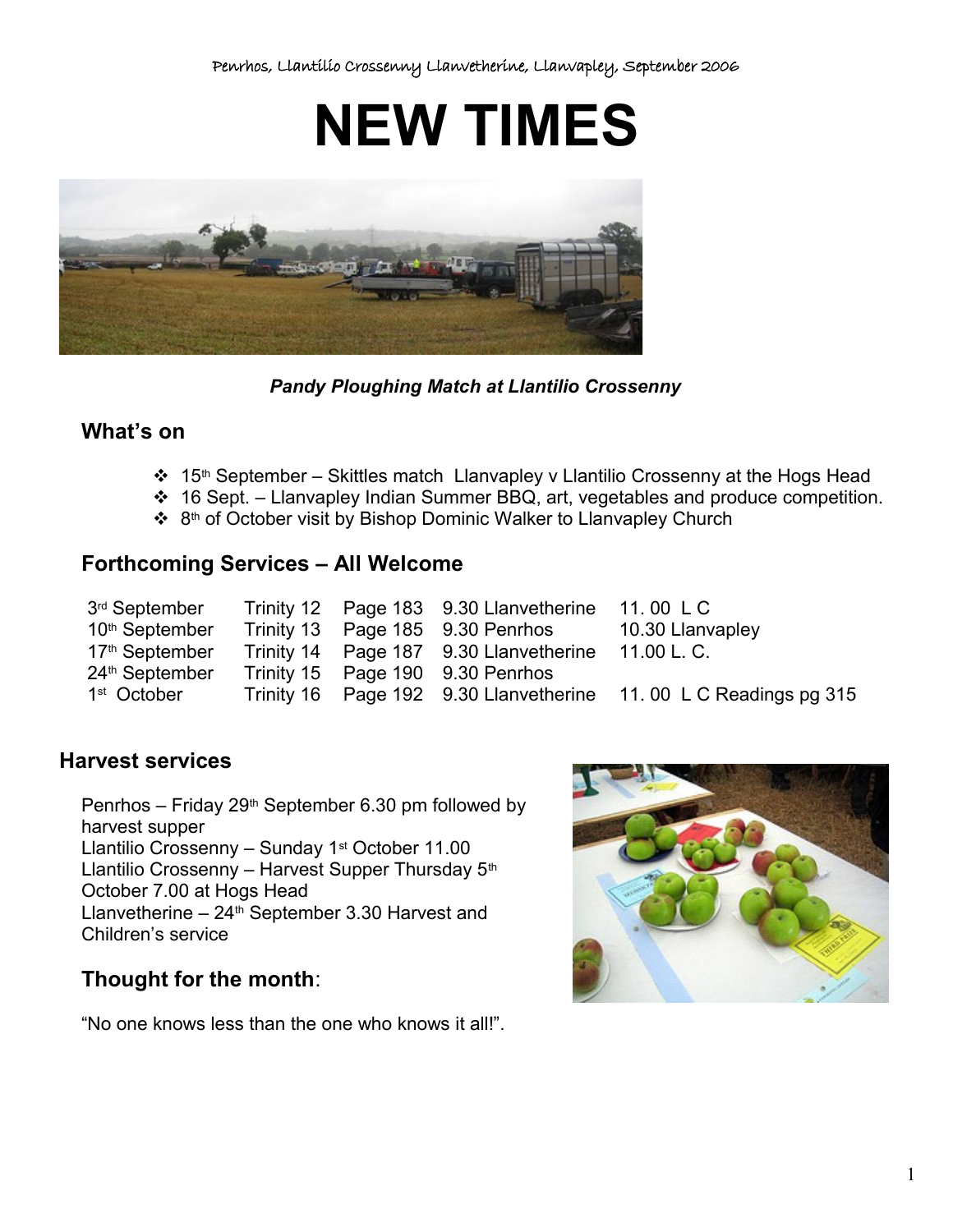Penrhos, Llantilio Crossenny Llanvetherine, Llanvapley, September 2006

# NEW TIMES

*Pandy Ploughing Match at Llantilio Crossenny*

## What's on

- 15th September – Skittles match Llanvapley v Llantilio Crossenny at the Hogs Head
- 16 Sept. – Llanvapley Indian Summer BBQ, art, vegetables and produce competition.
- 8th of October visit by Bishop Dominic Walker to Llanvapley Church

## Forthcoming Services – All Welcome

| | | | | |
|---|---|---|---|---|
| 3rd September | Trinity 12 | Page 183 | 9.30 Llanvetherine | 11. 00 L C |
| 10th September | Trinity 13 | Page 185 | 9.30 Penrhos | 10.30 Llanvapley |
| 17th September | Trinity 14 | Page 187 | 9.30 Llanvetherine | 11.00 L. C. |
| 24th September | Trinity 15 | Page 190 | 9.30 Penrhos | |
| 1st October | Trinity 16 | Page 192 | 9.30 Llanvetherine | 11. 00 L C Readings pg 315 |

## Harvest services

Penrhos – Friday 29th September 6.30 pm followed by harvest supper
Llantilio Crossenny – Sunday 1st October 11.00
Llantilio Crossenny – Harvest Supper Thursday 5th October 7.00 at Hogs Head
Llanvetherine – 24th September 3.30 Harvest and Children's service

## Thought for the month:

"No one knows less than the one who knows it all!".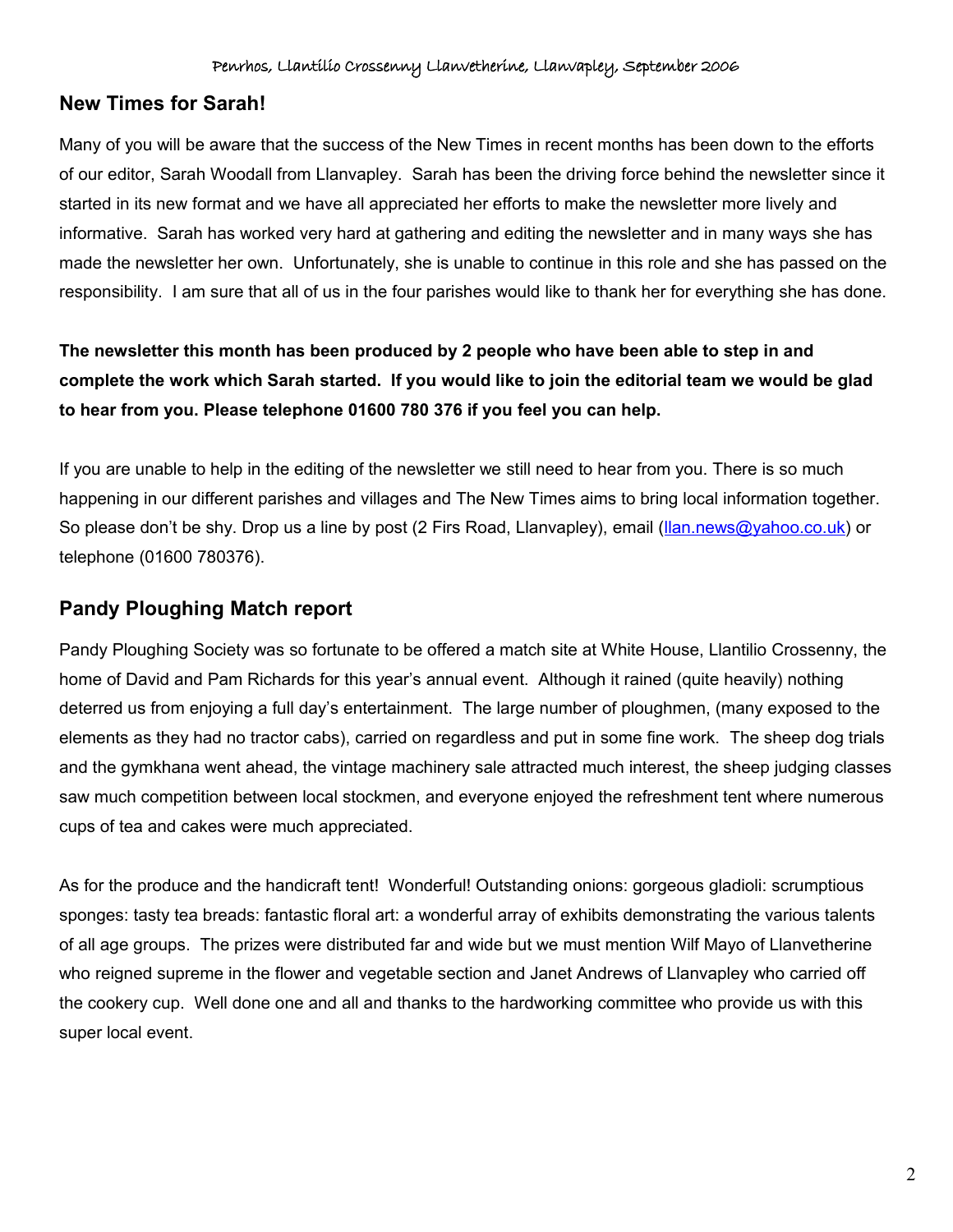## New Times for Sarah!

Many of you will be aware that the success of the New Times in recent months has been down to the efforts of our editor, Sarah Woodall from Llanvapley. Sarah has been the driving force behind the newsletter since it started in its new format and we have all appreciated her efforts to make the newsletter more lively and informative. Sarah has worked very hard at gathering and editing the newsletter and in many ways she has made the newsletter her own. Unfortunately, she is unable to continue in this role and she has passed on the responsibility. I am sure that all of us in the four parishes would like to thank her for everything she has done.

**The newsletter this month has been produced by 2 people who have been able to step in and complete the work which Sarah started. If you would like to join the editorial team we would be glad to hear from you. Please telephone 01600 780 376 if you feel you can help.**

If you are unable to help in the editing of the newsletter we still need to hear from you. There is so much happening in our different parishes and villages and The New Times aims to bring local information together. So please don't be shy. Drop us a line by post (2 Firs Road, Llanvapley), email (llan.news@yahoo.co.uk) or telephone (01600 780376).

## Pandy Ploughing Match report

Pandy Ploughing Society was so fortunate to be offered a match site at White House, Llantilio Crossenny, the home of David and Pam Richards for this year's annual event. Although it rained (quite heavily) nothing deterred us from enjoying a full day's entertainment. The large number of ploughmen, (many exposed to the elements as they had no tractor cabs), carried on regardless and put in some fine work. The sheep dog trials and the gymkhana went ahead, the vintage machinery sale attracted much interest, the sheep judging classes saw much competition between local stockmen, and everyone enjoyed the refreshment tent where numerous cups of tea and cakes were much appreciated.

As for the produce and the handicraft tent! Wonderful! Outstanding onions: gorgeous gladioli: scrumptious sponges: tasty tea breads: fantastic floral art: a wonderful array of exhibits demonstrating the various talents of all age groups. The prizes were distributed far and wide but we must mention Wilf Mayo of Llanvetherine who reigned supreme in the flower and vegetable section and Janet Andrews of Llanvapley who carried off the cookery cup. Well done one and all and thanks to the hardworking committee who provide us with this super local event.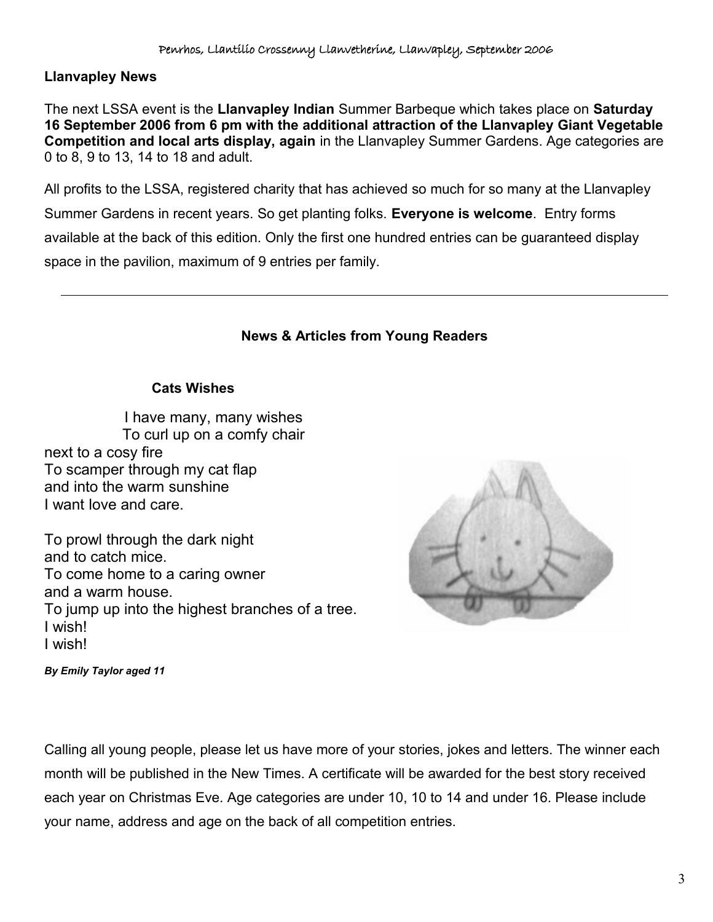## Llanvapley News

The next LSSA event is the **Llanvapley Indian** Summer Barbeque which takes place on **Saturday 16 September 2006 from 6 pm with the additional attraction of the Llanvapley Giant Vegetable Competition and local arts display, again** in the Llanvapley Summer Gardens. Age categories are 0 to 8, 9 to 13, 14 to 18 and adult.

All profits to the LSSA, registered charity that has achieved so much for so many at the Llanvapley Summer Gardens in recent years. So get planting folks. **Everyone is welcome**. Entry forms available at the back of this edition. Only the first one hundred entries can be guaranteed display space in the pavilion, maximum of 9 entries per family.

---

## News & Articles from Young Readers

### Cats Wishes

I have many, many wishes  
To curl up on a comfy chair  
next to a cosy fire  
To scamper through my cat flap  
and into the warm sunshine  
I want love and care.

To prowl through the dark night  
and to catch mice.  
To come home to a caring owner  
and a warm house.  
To jump up into the highest branches of a tree.  
I wish!  
I wish!

***By Emily Taylor aged 11***

Calling all young people, please let us have more of your stories, jokes and letters. The winner each month will be published in the New Times. A certificate will be awarded for the best story received each year on Christmas Eve. Age categories are under 10, 10 to 14 and under 16. Please include your name, address and age on the back of all competition entries.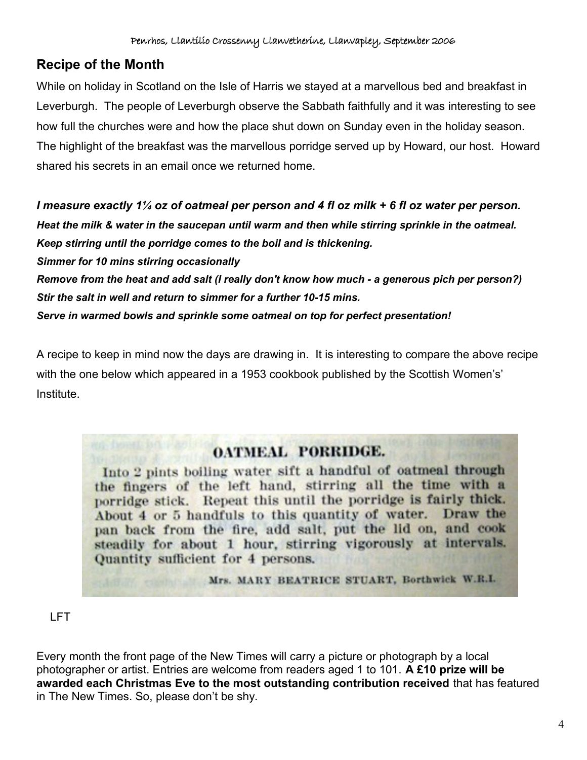## Recipe of the Month

While on holiday in Scotland on the Isle of Harris we stayed at a marvellous bed and breakfast in Leverburgh. The people of Leverburgh observe the Sabbath faithfully and it was interesting to see how full the churches were and how the place shut down on Sunday even in the holiday season. The highlight of the breakfast was the marvellous porridge served up by Howard, our host. Howard shared his secrets in an email once we returned home.

***I measure exactly 1¼ oz of oatmeal per person and 4 fl oz milk + 6 fl oz water per person.***
***Heat the milk & water in the saucepan until warm and then while stirring sprinkle in the oatmeal.***
***Keep stirring until the porridge comes to the boil and is thickening.***
***Simmer for 10 mins stirring occasionally***
***Remove from the heat and add salt (I really don't know how much - a generous pich per person?)***
***Stir the salt in well and return to simmer for a further 10-15 mins.***
***Serve in warmed bowls and sprinkle some oatmeal on top for perfect presentation!***

A recipe to keep in mind now the days are drawing in. It is interesting to compare the above recipe with the one below which appeared in a 1953 cookbook published by the Scottish Women's' Institute.

**OATMEAL PORRIDGE.**

Into 2 pints boiling water sift a handful of oatmeal through the fingers of the left hand, stirring all the time with a porridge stick. Repeat this until the porridge is fairly thick. About 4 or 5 handfuls to this quantity of water. Draw the pan back from the fire, add salt, put the lid on, and cook steadily for about 1 hour, stirring vigorously at intervals. Quantity sufficient for 4 persons.

Mrs. MARY BEATRICE STUART, Borthwick W.R.I.

LFT

Every month the front page of the New Times will carry a picture or photograph by a local photographer or artist. Entries are welcome from readers aged 1 to 101. **A £10 prize will be awarded each Christmas Eve to the most outstanding contribution received** that has featured in The New Times. So, please don't be shy.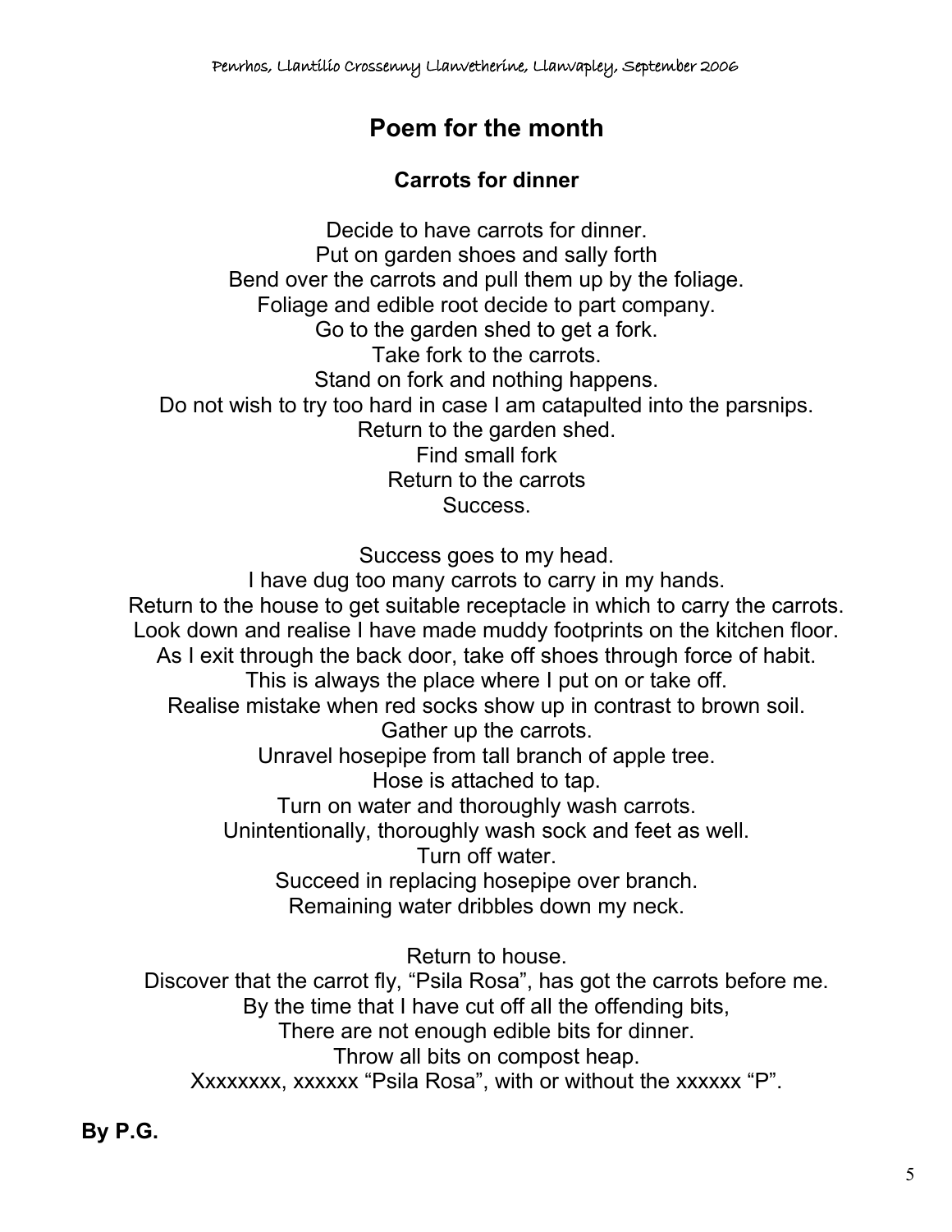# Poem for the month

## Carrots for dinner

Decide to have carrots for dinner.  
Put on garden shoes and sally forth  
Bend over the carrots and pull them up by the foliage.  
Foliage and edible root decide to part company.  
Go to the garden shed to get a fork.  
Take fork to the carrots.  
Stand on fork and nothing happens.  
Do not wish to try too hard in case I am catapulted into the parsnips.  
Return to the garden shed.  
Find small fork  
Return to the carrots  
Success.

Success goes to my head.  
I have dug too many carrots to carry in my hands.  
Return to the house to get suitable receptacle in which to carry the carrots.  
Look down and realise I have made muddy footprints on the kitchen floor.  
As I exit through the back door, take off shoes through force of habit.  
This is always the place where I put on or take off.  
Realise mistake when red socks show up in contrast to brown soil.  
Gather up the carrots.  
Unravel hosepipe from tall branch of apple tree.  
Hose is attached to tap.  
Turn on water and thoroughly wash carrots.  
Unintentionally, thoroughly wash sock and feet as well.  
Turn off water.  
Succeed in replacing hosepipe over branch.  
Remaining water dribbles down my neck.

Return to house.  
Discover that the carrot fly, "Psila Rosa", has got the carrots before me.  
By the time that I have cut off all the offending bits,  
There are not enough edible bits for dinner.  
Throw all bits on compost heap.  
Xxxxxxxx, xxxxxx "Psila Rosa", with or without the xxxxxx "P".

**By P.G.**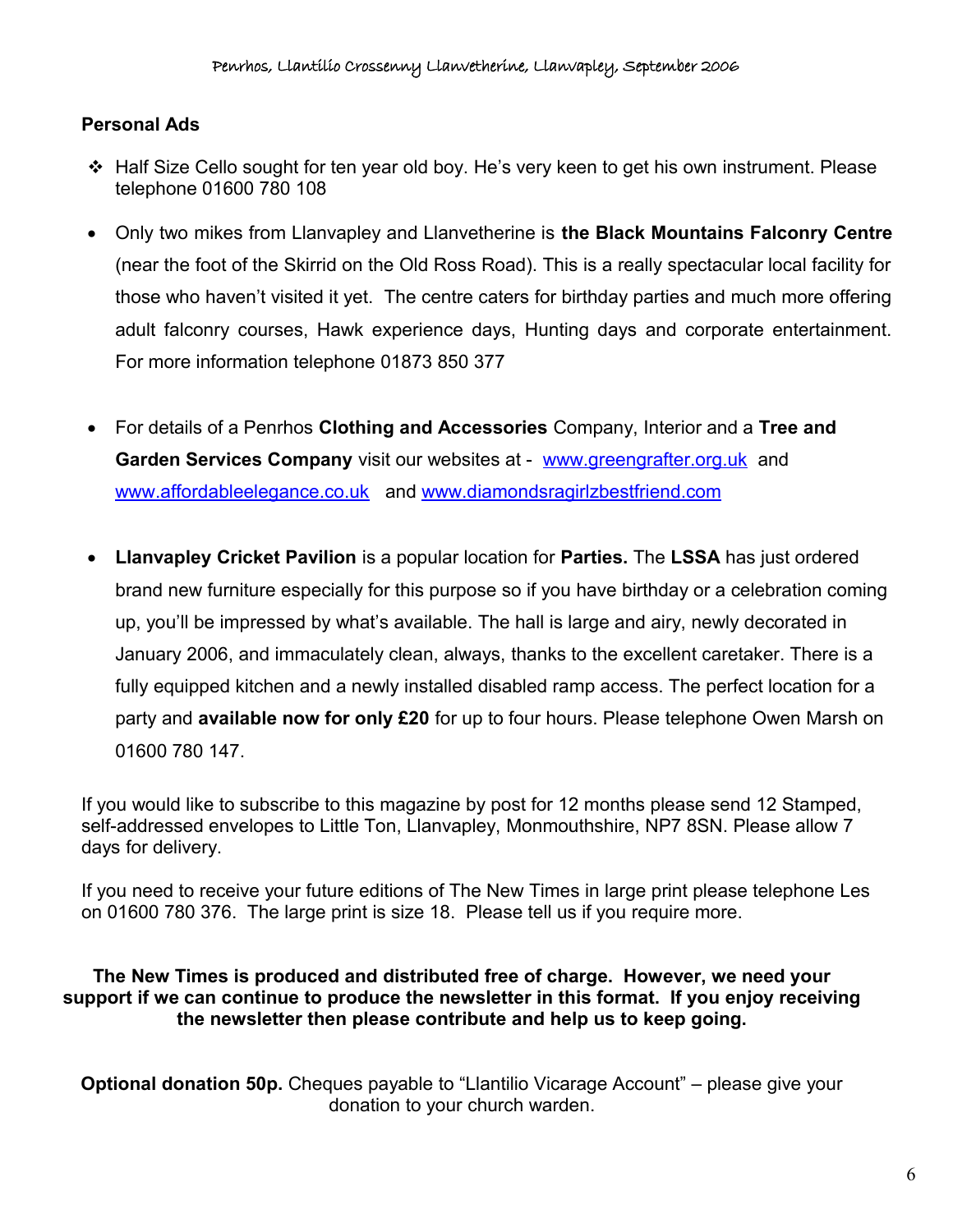## Personal Ads

- Half Size Cello sought for ten year old boy. He's very keen to get his own instrument. Please telephone 01600 780 108

- Only two mikes from Llanvapley and Llanvetherine is **the Black Mountains Falconry Centre** (near the foot of the Skirrid on the Old Ross Road). This is a really spectacular local facility for those who haven't visited it yet. The centre caters for birthday parties and much more offering adult falconry courses, Hawk experience days, Hunting days and corporate entertainment. For more information telephone 01873 850 377

- For details of a Penrhos **Clothing and Accessories** Company, Interior and a **Tree and Garden Services Company** visit our websites at - www.greengrafter.org.uk and www.affordableelegance.co.uk and www.diamondsragirlzbestfriend.com

- **Llanvapley Cricket Pavilion** is a popular location for **Parties.** The **LSSA** has just ordered brand new furniture especially for this purpose so if you have birthday or a celebration coming up, you'll be impressed by what's available. The hall is large and airy, newly decorated in January 2006, and immaculately clean, always, thanks to the excellent caretaker. There is a fully equipped kitchen and a newly installed disabled ramp access. The perfect location for a party and **available now for only £20** for up to four hours. Please telephone Owen Marsh on 01600 780 147.

If you would like to subscribe to this magazine by post for 12 months please send 12 Stamped, self-addressed envelopes to Little Ton, Llanvapley, Monmouthshire, NP7 8SN. Please allow 7 days for delivery.

If you need to receive your future editions of The New Times in large print please telephone Les on 01600 780 376. The large print is size 18. Please tell us if you require more.

**The New Times is produced and distributed free of charge. However, we need your support if we can continue to produce the newsletter in this format. If you enjoy receiving the newsletter then please contribute and help us to keep going.**

**Optional donation 50p.** Cheques payable to "Llantilio Vicarage Account" – please give your donation to your church warden.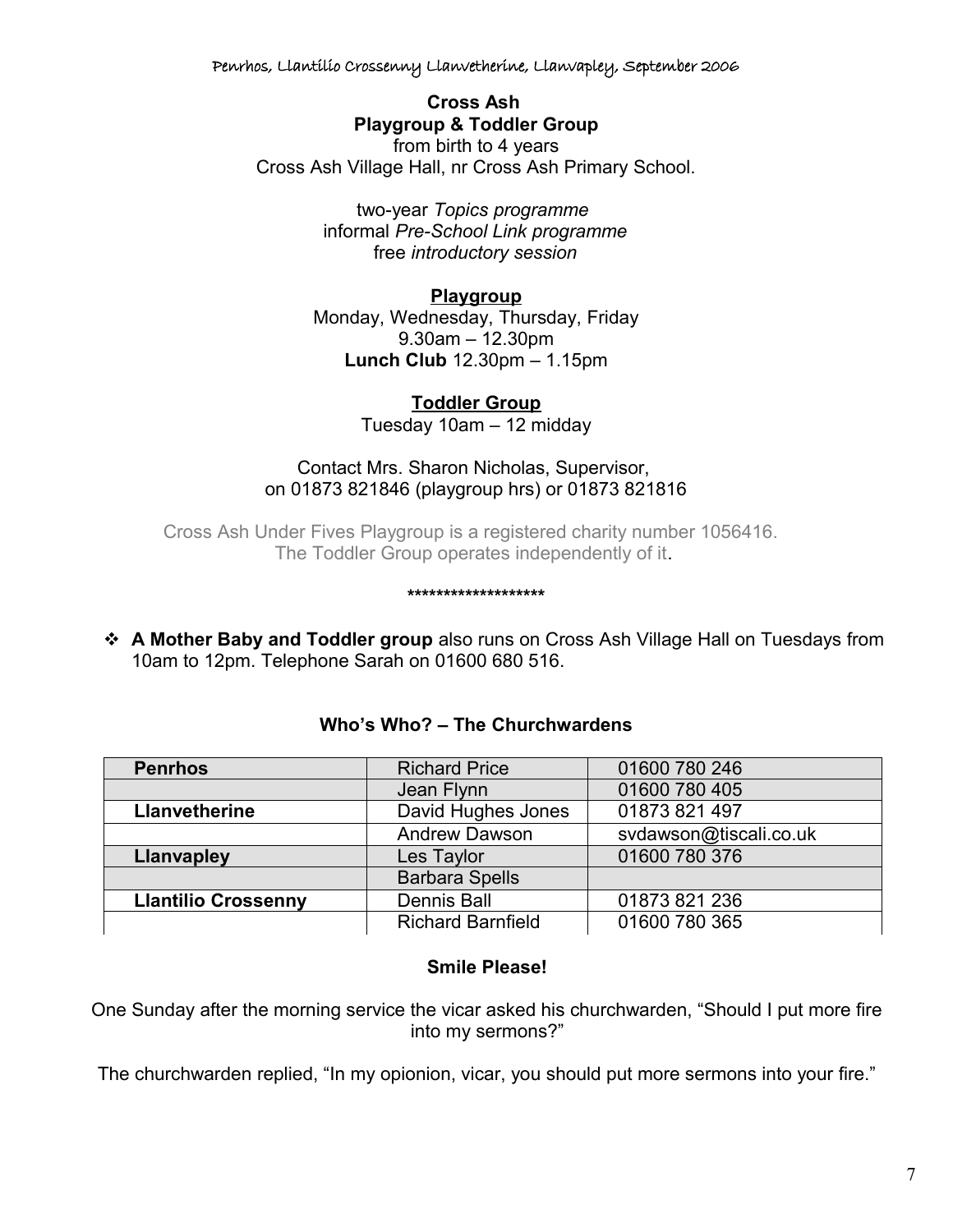**Cross Ash**
**Playgroup & Toddler Group**
from birth to 4 years
Cross Ash Village Hall, nr Cross Ash Primary School.

two-year *Topics programme*
informal *Pre-School Link programme*
free *introductory session*

**Playgroup**
Monday, Wednesday, Thursday, Friday
9.30am – 12.30pm
**Lunch Club** 12.30pm – 1.15pm

**Toddler Group**
Tuesday 10am – 12 midday

Contact Mrs. Sharon Nicholas, Supervisor,
on 01873 821846 (playgroup hrs) or 01873 821816

Cross Ash Under Fives Playgroup is a registered charity number 1056416.
The Toddler Group operates independently of it.

*******************

- **A Mother Baby and Toddler group** also runs on Cross Ash Village Hall on Tuesdays from 10am to 12pm. Telephone Sarah on 01600 680 516.

## Who's Who? – The Churchwardens

| | | |
|---|---|---|
| **Penrhos** | Richard Price | 01600 780 246 |
| | Jean Flynn | 01600 780 405 |
| **Llanvetherine** | David Hughes Jones | 01873 821 497 |
| | Andrew Dawson | svdawson@tiscali.co.uk |
| **Llanvapley** | Les Taylor | 01600 780 376 |
| | Barbara Spells | |
| **Llantilio Crossenny** | Dennis Ball | 01873 821 236 |
| | Richard Barnfield | 01600 780 365 |

## Smile Please!

One Sunday after the morning service the vicar asked his churchwarden, "Should I put more fire into my sermons?"

The churchwarden replied, "In my opionion, vicar, you should put more sermons into your fire."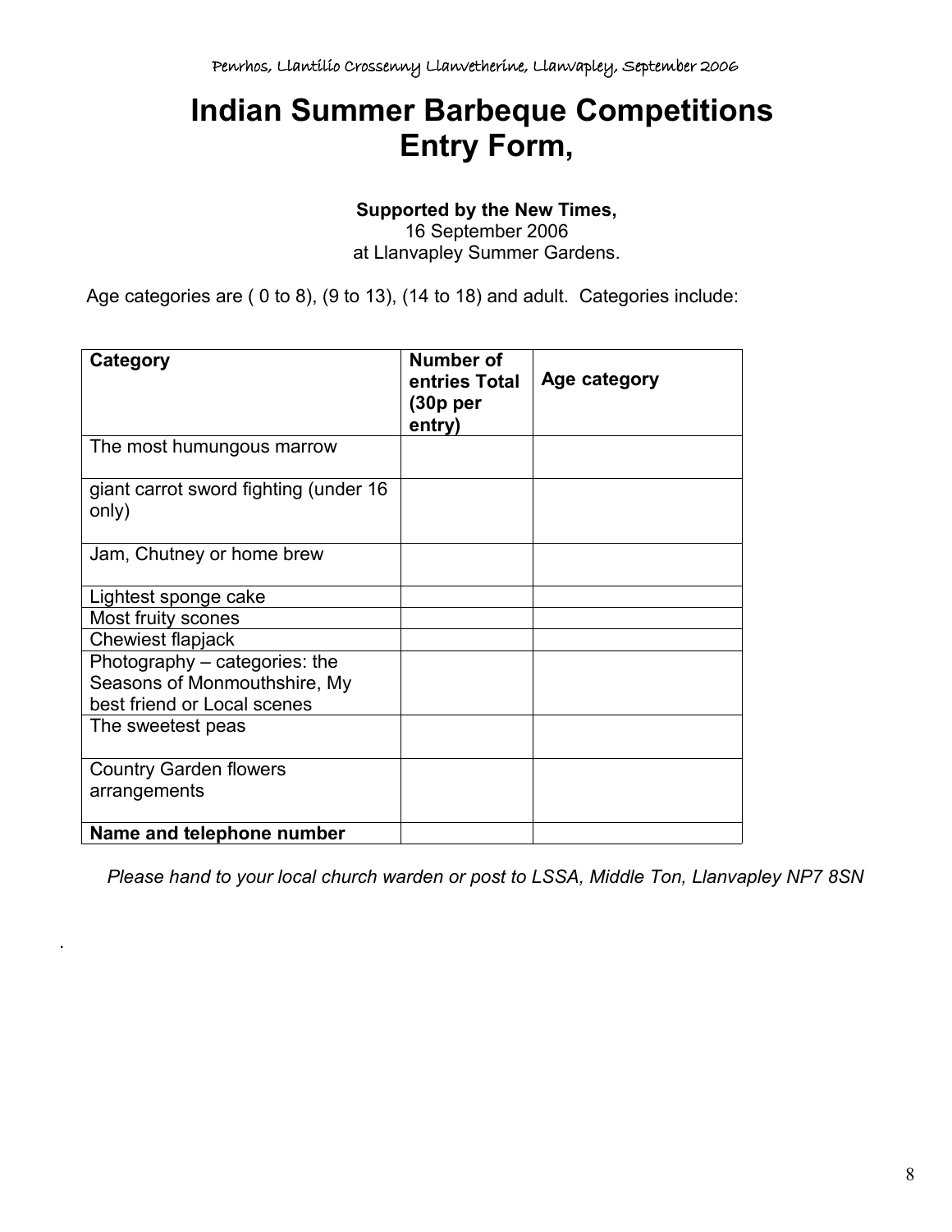# Indian Summer Barbeque Competitions Entry Form,

**Supported by the New Times,**
16 September 2006
at Llanvapley Summer Gardens.

Age categories are ( 0 to 8), (9 to 13), (14 to 18) and adult. Categories include:

| **Category** | **Number of entries Total (30p per entry)** | **Age category** |
|---|---|---|
| The most humungous marrow | | |
| giant carrot sword fighting (under 16 only) | | |
| Jam, Chutney or home brew | | |
| Lightest sponge cake | | |
| Most fruity scones | | |
| Chewiest flapjack | | |
| Photography – categories: the Seasons of Monmouthshire, My best friend or Local scenes | | |
| The sweetest peas | | |
| Country Garden flowers arrangements | | |
| **Name and telephone number** | | |

*Please hand to your local church warden or post to LSSA, Middle Ton, Llanvapley NP7 8SN*

.